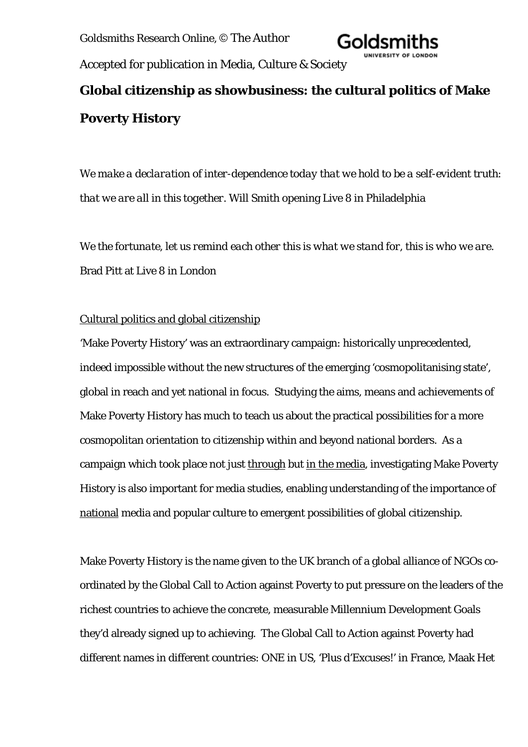Goldsmiths Research Online, © The Author

Accepted for publication in Media, Culture & Society

# Global citizenship as showbusiness: the cultural politics of Make Poverty History

*We make a declaration of inter-dependence today that we hold to be a self-evident truth: that we are all in this together.* Will Smith opening Live 8 in Philadelphia

*We the fortunate, let us remind each other this is what we stand for, this is who we are.* Brad Pitt at Live 8 in London

## Cultural politics and global citizenship

'Make Poverty History' was an extraordinary campaign: historically unprecedented, indeed impossible without the new structures of the emerging 'cosmopolitanising state', global in reach and yet national in focus. Studying the aims, means and achievements of Make Poverty History has much to teach us about the practical possibilities for a more cosmopolitan orientation to citizenship within and beyond national borders. As a campaign which took place not just through but in the media, investigating Make Poverty History is also important for media studies, enabling understanding of the importance of national media and popular culture to emergent possibilities of global citizenship.

Make Poverty History is the name given to the UK branch of a global alliance of NGOs co-ordinated by the Global Call to Action against Poverty to put pressure on the leaders of the richest countries to achieve the concrete, measurable Millennium Development Goals they'd already signed up to achieving. The Global Call to Action against Poverty had different names in different countries: ONE in US, 'Plus d'Excuses!' in France, Maak Het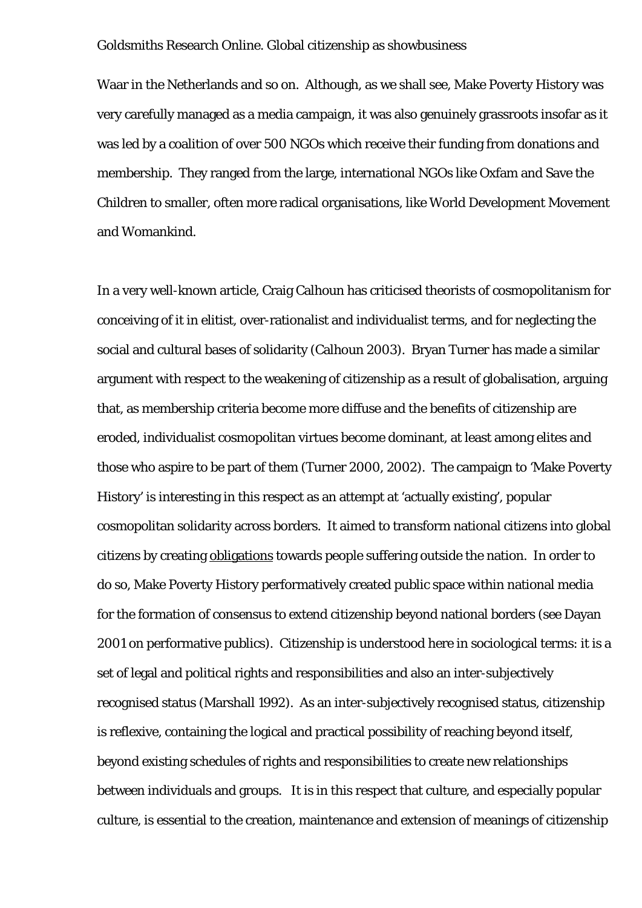Waar in the Netherlands and so on. Although, as we shall see, Make Poverty History was very carefully managed as a media campaign, it was also genuinely grassroots insofar as it was led by a coalition of over 500 NGOs which receive their funding from donations and membership. They ranged from the large, international NGOs like Oxfam and Save the Children to smaller, often more radical organisations, like World Development Movement and Womankind.

In a very well-known article, Craig Calhoun has criticised theorists of cosmopolitanism for conceiving of it in elitist, over-rationalist and individualist terms, and for neglecting the social and cultural bases of solidarity (Calhoun 2003). Bryan Turner has made a similar argument with respect to the weakening of citizenship as a result of globalisation, arguing that, as membership criteria become more diffuse and the benefits of citizenship are eroded, individualist cosmopolitan virtues become dominant, at least among elites and those who aspire to be part of them (Turner 2000, 2002). The campaign to 'Make Poverty History' is interesting in this respect as an attempt at 'actually existing', popular cosmopolitan solidarity across borders. It aimed to transform national citizens into global citizens by creating <u>obligations</u> towards people suffering outside the nation. In order to do so, Make Poverty History performatively created public space within national media for the formation of consensus to extend citizenship beyond national borders (see Dayan 2001 on performative publics). Citizenship is understood here in sociological terms: it is a set of legal and political rights and responsibilities and also an inter-subjectively recognised status (Marshall 1992). As an inter-subjectively recognised status, citizenship is reflexive, containing the logical and practical possibility of reaching beyond itself, beyond existing schedules of rights and responsibilities to create new relationships between individuals and groups. It is in this respect that culture, and especially popular culture, is essential to the creation, maintenance and extension of meanings of citizenship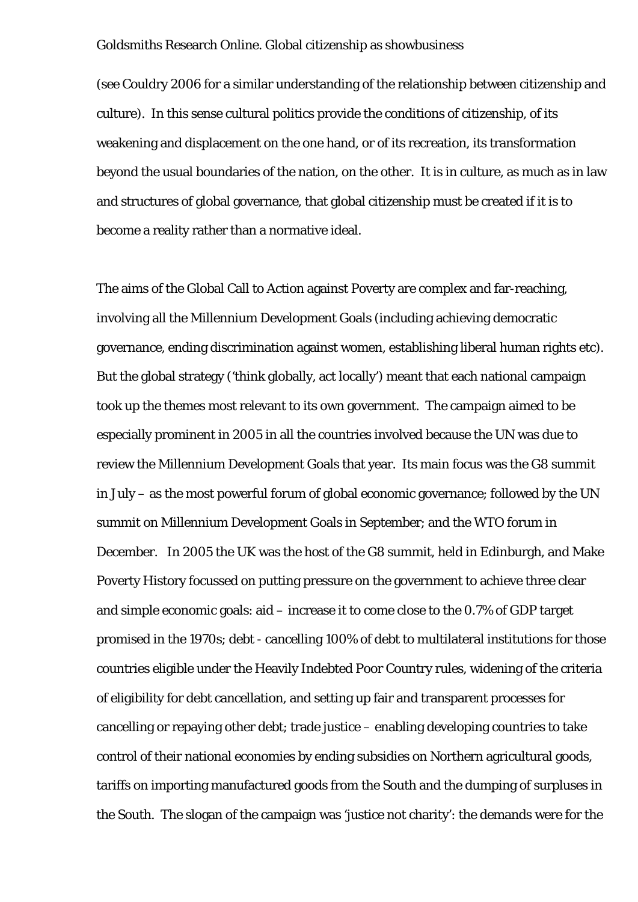(see Couldry 2006 for a similar understanding of the relationship between citizenship and culture). In this sense cultural politics provide the conditions of citizenship, of its weakening and displacement on the one hand, or of its recreation, its transformation beyond the usual boundaries of the nation, on the other. It is in culture, as much as in law and structures of global governance, that global citizenship must be created if it is to become a reality rather than a normative ideal.

The aims of the Global Call to Action against Poverty are complex and far-reaching, involving all the Millennium Development Goals (including achieving democratic governance, ending discrimination against women, establishing liberal human rights etc). But the global strategy ('think globally, act locally') meant that each national campaign took up the themes most relevant to its own government. The campaign aimed to be especially prominent in 2005 in all the countries involved because the UN was due to review the Millennium Development Goals that year. Its main focus was the G8 summit in July – as the most powerful forum of global economic governance; followed by the UN summit on Millennium Development Goals in September; and the WTO forum in December. In 2005 the UK was the host of the G8 summit, held in Edinburgh, and Make Poverty History focussed on putting pressure on the government to achieve three clear and simple economic goals: aid – increase it to come close to the 0.7% of GDP target promised in the 1970s; debt - cancelling 100% of debt to multilateral institutions for those countries eligible under the Heavily Indebted Poor Country rules, widening of the criteria of eligibility for debt cancellation, and setting up fair and transparent processes for cancelling or repaying other debt; trade justice – enabling developing countries to take control of their national economies by ending subsidies on Northern agricultural goods, tariffs on importing manufactured goods from the South and the dumping of surpluses in the South. The slogan of the campaign was 'justice not charity': the demands were for the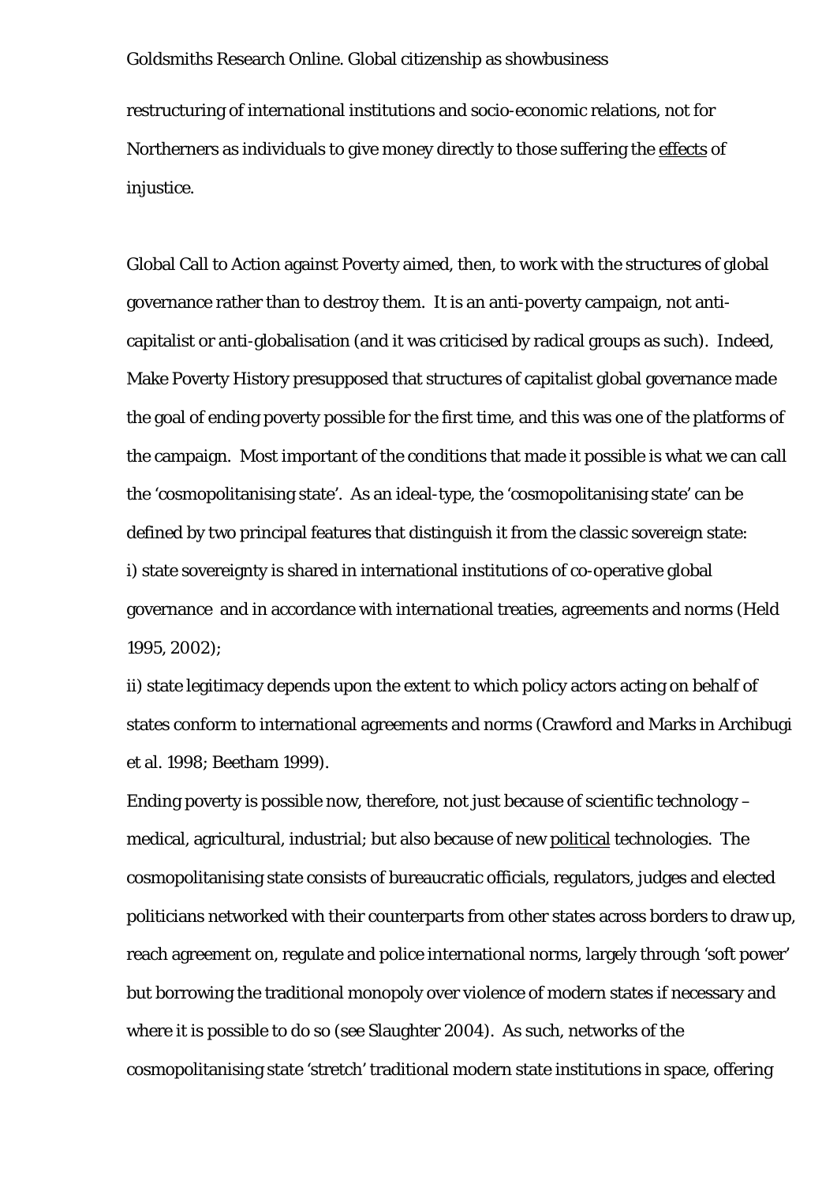restructuring of international institutions and socio-economic relations, not for Northerners as individuals to give money directly to those suffering the <u>effects</u> of injustice.

Global Call to Action against Poverty aimed, then, to work with the structures of global governance rather than to destroy them. It is an anti-poverty campaign, not anti-capitalist or anti-globalisation (and it was criticised by radical groups as such). Indeed, Make Poverty History presupposed that structures of capitalist global governance made the goal of ending poverty possible for the first time, and this was one of the platforms of the campaign. Most important of the conditions that made it possible is what we can call the 'cosmopolitanising state'. As an ideal-type, the 'cosmopolitanising state' can be defined by two principal features that distinguish it from the classic sovereign state:

i) state sovereignty is shared in international institutions of co-operative global governance and in accordance with international treaties, agreements and norms (Held 1995, 2002);

ii) state legitimacy depends upon the extent to which policy actors acting on behalf of states conform to international agreements and norms (Crawford and Marks in Archibugi et al. 1998; Beetham 1999).

Ending poverty is possible now, therefore, not just because of scientific technology – medical, agricultural, industrial; but also because of new <u>political</u> technologies. The cosmopolitanising state consists of bureaucratic officials, regulators, judges and elected politicians networked with their counterparts from other states across borders to draw up, reach agreement on, regulate and police international norms, largely through 'soft power' but borrowing the traditional monopoly over violence of modern states if necessary and where it is possible to do so (see Slaughter 2004). As such, networks of the cosmopolitanising state 'stretch' traditional modern state institutions in space, offering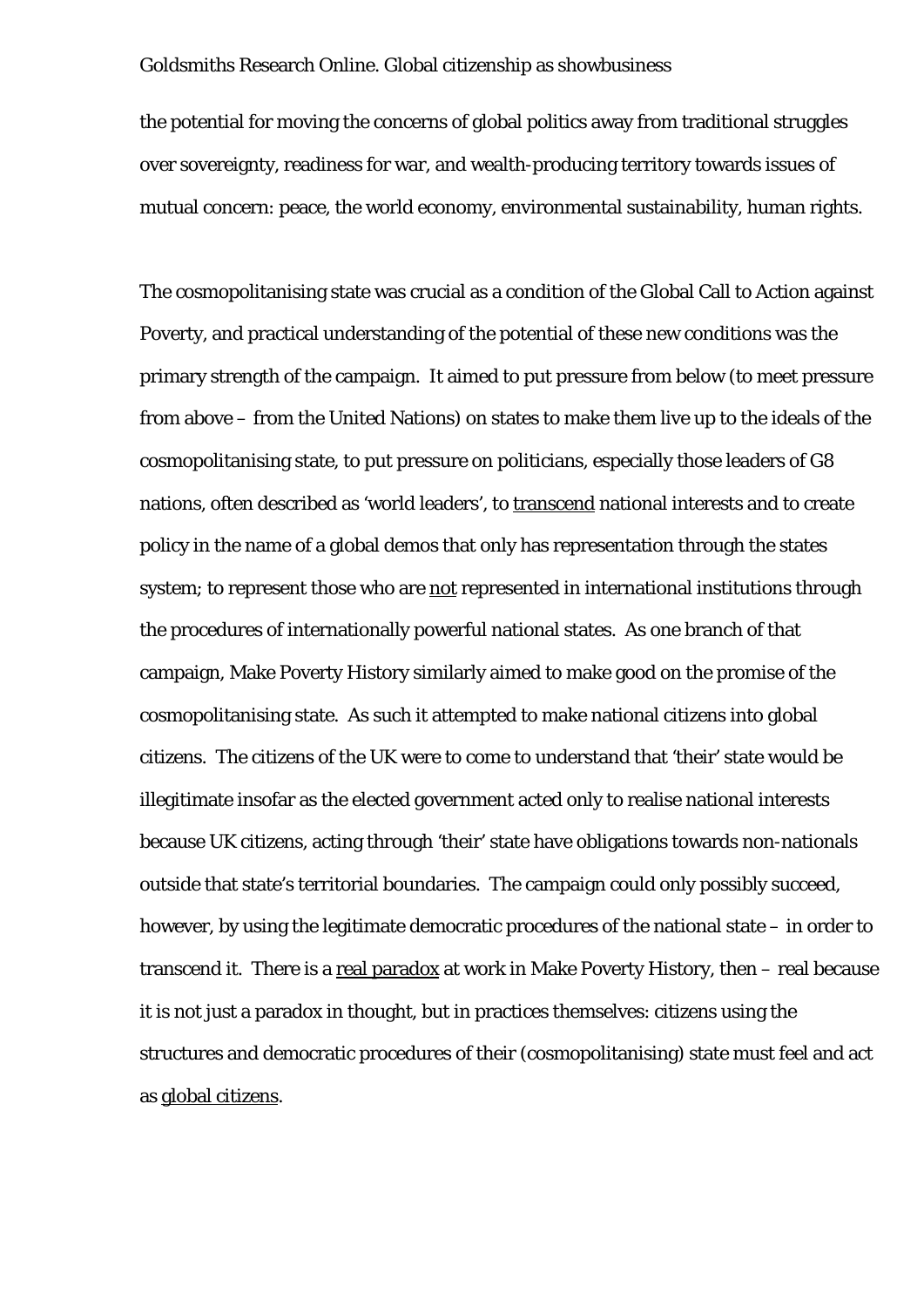the potential for moving the concerns of global politics away from traditional struggles over sovereignty, readiness for war, and wealth-producing territory towards issues of mutual concern: peace, the world economy, environmental sustainability, human rights.

The cosmopolitanising state was crucial as a condition of the Global Call to Action against Poverty, and practical understanding of the potential of these new conditions was the primary strength of the campaign. It aimed to put pressure from below (to meet pressure from above – from the United Nations) on states to make them live up to the ideals of the cosmopolitanising state, to put pressure on politicians, especially those leaders of G8 nations, often described as 'world leaders', to <u>transcend</u> national interests and to create policy in the name of a global demos that only has representation through the states system; to represent those who are <u>not</u> represented in international institutions through the procedures of internationally powerful national states. As one branch of that campaign, Make Poverty History similarly aimed to make good on the promise of the cosmopolitanising state. As such it attempted to make national citizens into global citizens. The citizens of the UK were to come to understand that 'their' state would be illegitimate insofar as the elected government acted only to realise national interests because UK citizens, acting through 'their' state have obligations towards non-nationals outside that state's territorial boundaries. The campaign could only possibly succeed, however, by using the legitimate democratic procedures of the national state – in order to transcend it. There is a <u>real paradox</u> at work in Make Poverty History, then – real because it is not just a paradox in thought, but in practices themselves: citizens using the structures and democratic procedures of their (cosmopolitanising) state must feel and act as <u>global citizens</u>.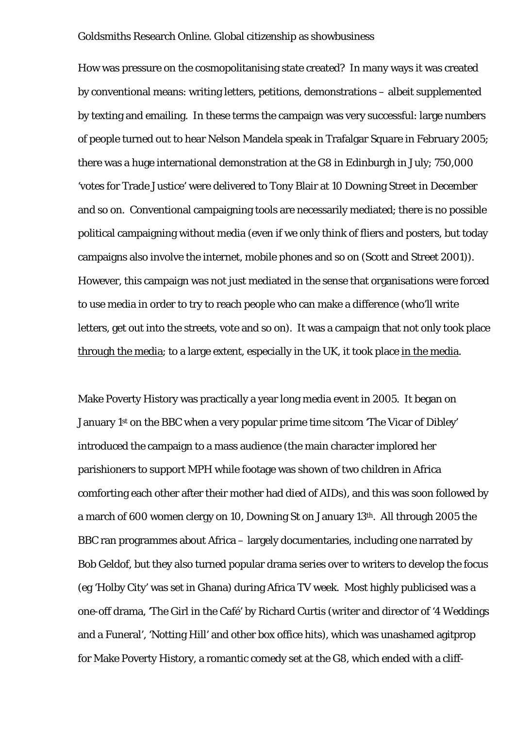How was pressure on the cosmopolitanising state created? In many ways it was created by conventional means: writing letters, petitions, demonstrations – albeit supplemented by texting and emailing. In these terms the campaign was very successful: large numbers of people turned out to hear Nelson Mandela speak in Trafalgar Square in February 2005; there was a huge international demonstration at the G8 in Edinburgh in July; 750,000 'votes for Trade Justice' were delivered to Tony Blair at 10 Downing Street in December and so on. Conventional campaigning tools are necessarily mediated; there is no possible political campaigning without media (even if we only think of fliers and posters, but today campaigns also involve the internet, mobile phones and so on (Scott and Street 2001)). However, this campaign was not just mediated in the sense that organisations were forced to use media in order to try to reach people who can make a difference (who'll write letters, get out into the streets, vote and so on). It was a campaign that not only took place through the media; to a large extent, especially in the UK, it took place in the media.

Make Poverty History was practically a year long media event in 2005. It began on January 1st on the BBC when a very popular prime time sitcom 'The Vicar of Dibley' introduced the campaign to a mass audience (the main character implored her parishioners to support MPH while footage was shown of two children in Africa comforting each other after their mother had died of AIDs), and this was soon followed by a march of 600 women clergy on 10, Downing St on January 13th. All through 2005 the BBC ran programmes about Africa – largely documentaries, including one narrated by Bob Geldof, but they also turned popular drama series over to writers to develop the focus (eg 'Holby City' was set in Ghana) during Africa TV week. Most highly publicised was a one-off drama, 'The Girl in the Café' by Richard Curtis (writer and director of '4 Weddings and a Funeral', 'Notting Hill' and other box office hits), which was unashamed agitprop for Make Poverty History, a romantic comedy set at the G8, which ended with a cliff-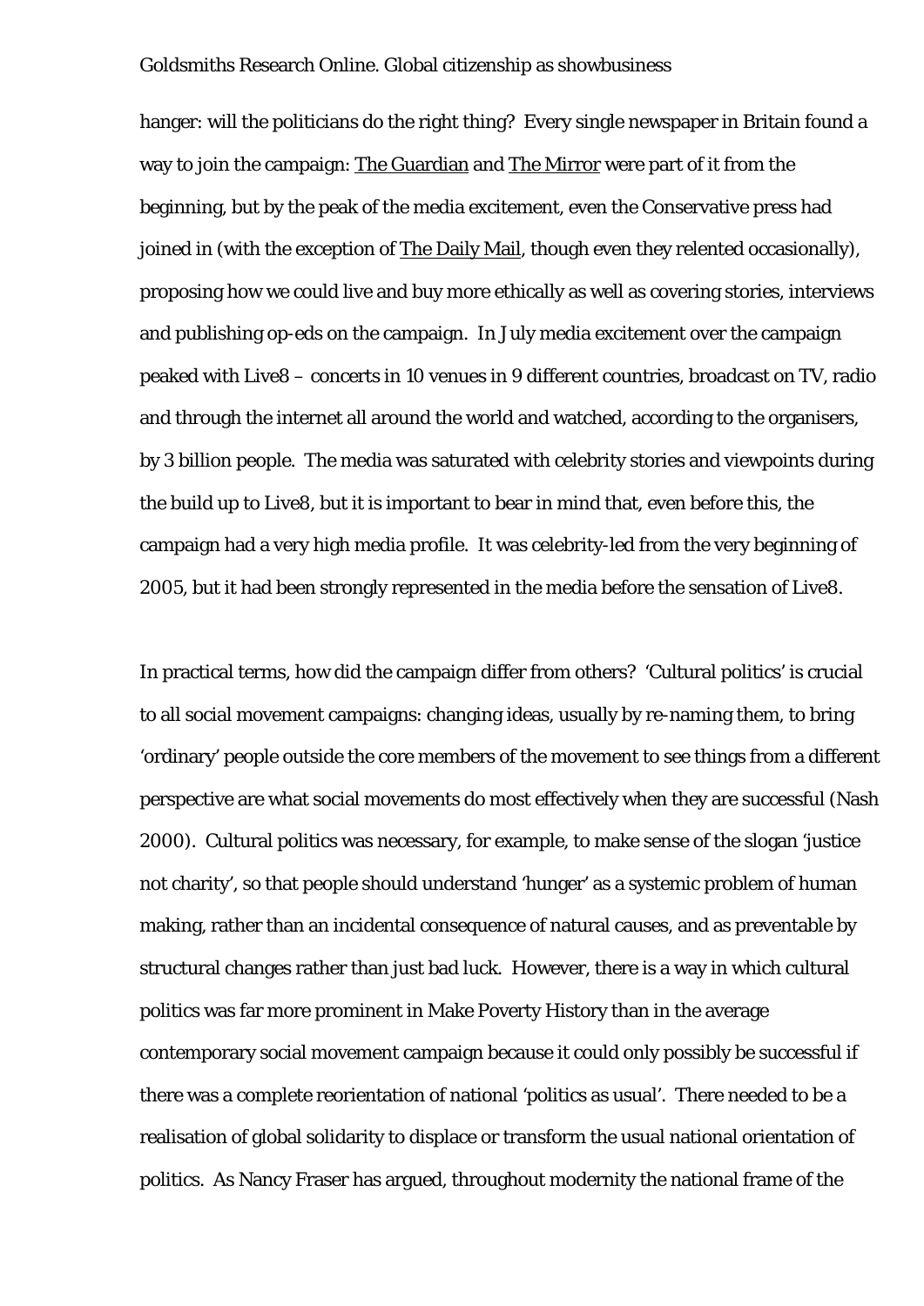hanger: will the politicians do the right thing? Every single newspaper in Britain found a way to join the campaign: The Guardian and The Mirror were part of it from the beginning, but by the peak of the media excitement, even the Conservative press had joined in (with the exception of The Daily Mail, though even they relented occasionally), proposing how we could live and buy more ethically as well as covering stories, interviews and publishing op-eds on the campaign. In July media excitement over the campaign peaked with Live8 – concerts in 10 venues in 9 different countries, broadcast on TV, radio and through the internet all around the world and watched, according to the organisers, by 3 billion people. The media was saturated with celebrity stories and viewpoints during the build up to Live8, but it is important to bear in mind that, even before this, the campaign had a very high media profile. It was celebrity-led from the very beginning of 2005, but it had been strongly represented in the media before the sensation of Live8.

In practical terms, how did the campaign differ from others? 'Cultural politics' is crucial to all social movement campaigns: changing ideas, usually by re-naming them, to bring 'ordinary' people outside the core members of the movement to see things from a different perspective are what social movements do most effectively when they are successful (Nash 2000). Cultural politics was necessary, for example, to make sense of the slogan 'justice not charity', so that people should understand 'hunger' as a systemic problem of human making, rather than an incidental consequence of natural causes, and as preventable by structural changes rather than just bad luck. However, there is a way in which cultural politics was far more prominent in Make Poverty History than in the average contemporary social movement campaign because it could only possibly be successful if there was a complete reorientation of national 'politics as usual'. There needed to be a realisation of global solidarity to displace or transform the usual national orientation of politics. As Nancy Fraser has argued, throughout modernity the national frame of the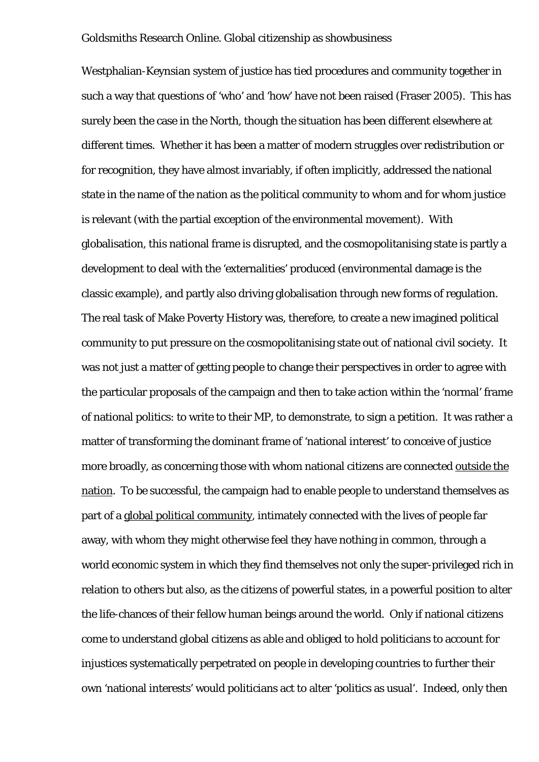Westphalian-Keynsian system of justice has tied procedures and community together in such a way that questions of 'who' and 'how' have not been raised (Fraser 2005). This has surely been the case in the North, though the situation has been different elsewhere at different times. Whether it has been a matter of modern struggles over redistribution or for recognition, they have almost invariably, if often implicitly, addressed the national state in the name of the nation as the political community to whom and for whom justice is relevant (with the partial exception of the environmental movement). With globalisation, this national frame is disrupted, and the cosmopolitanising state is partly a development to deal with the 'externalities' produced (environmental damage is the classic example), and partly also driving globalisation through new forms of regulation. The real task of Make Poverty History was, therefore, to create a new imagined political community to put pressure on the cosmopolitanising state out of national civil society. It was not just a matter of getting people to change their perspectives in order to agree with the particular proposals of the campaign and then to take action within the 'normal' frame of national politics: to write to their MP, to demonstrate, to sign a petition. It was rather a matter of transforming the dominant frame of 'national interest' to conceive of justice more broadly, as concerning those with whom national citizens are connected <u>outside the nation</u>. To be successful, the campaign had to enable people to understand themselves as part of a <u>global political community</u>, intimately connected with the lives of people far away, with whom they might otherwise feel they have nothing in common, through a world economic system in which they find themselves not only the super-privileged rich in relation to others but also, as the citizens of powerful states, in a powerful position to alter the life-chances of their fellow human beings around the world. Only if national citizens come to understand global citizens as able and obliged to hold politicians to account for injustices systematically perpetrated on people in developing countries to further their own 'national interests' would politicians act to alter 'politics as usual'. Indeed, only then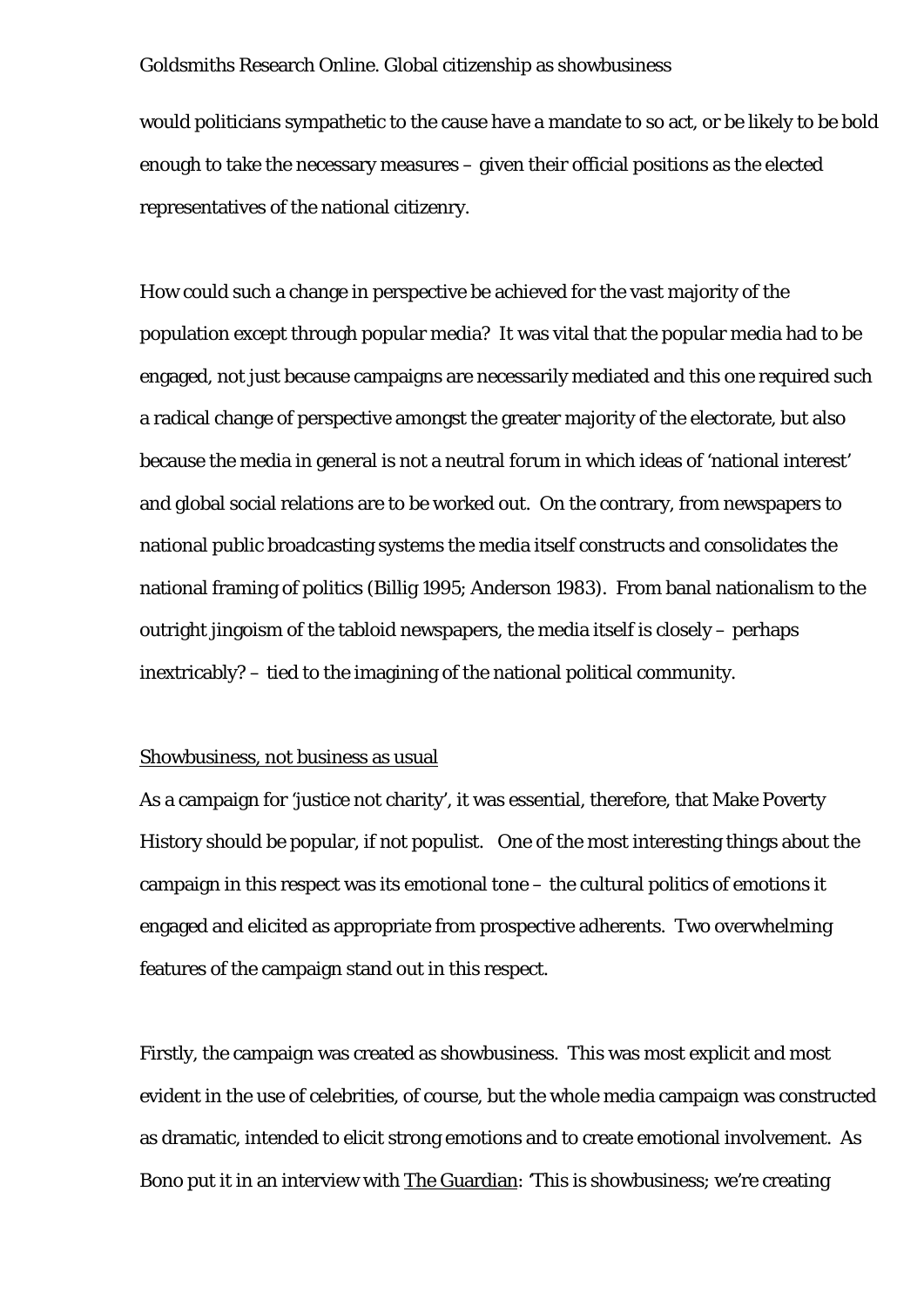would politicians sympathetic to the cause have a mandate to so act, or be likely to be bold enough to take the necessary measures – given their official positions as the elected representatives of the national citizenry.

How could such a change in perspective be achieved for the vast majority of the population except through popular media? It was vital that the popular media had to be engaged, not just because campaigns are necessarily mediated and this one required such a radical change of perspective amongst the greater majority of the electorate, but also because the media in general is not a neutral forum in which ideas of 'national interest' and global social relations are to be worked out. On the contrary, from newspapers to national public broadcasting systems the media itself constructs and consolidates the national framing of politics (Billig 1995; Anderson 1983). From banal nationalism to the outright jingoism of the tabloid newspapers, the media itself is closely – perhaps inextricably? – tied to the imagining of the national political community.

<u>Showbusiness, not business as usual</u>

As a campaign for 'justice not charity', it was essential, therefore, that Make Poverty History should be popular, if not populist. One of the most interesting things about the campaign in this respect was its emotional tone – the cultural politics of emotions it engaged and elicited as appropriate from prospective adherents. Two overwhelming features of the campaign stand out in this respect.

Firstly, the campaign was created as showbusiness. This was most explicit and most evident in the use of celebrities, of course, but the whole media campaign was constructed as dramatic, intended to elicit strong emotions and to create emotional involvement. As Bono put it in an interview with <u>The Guardian</u>: 'This is showbusiness; we're creating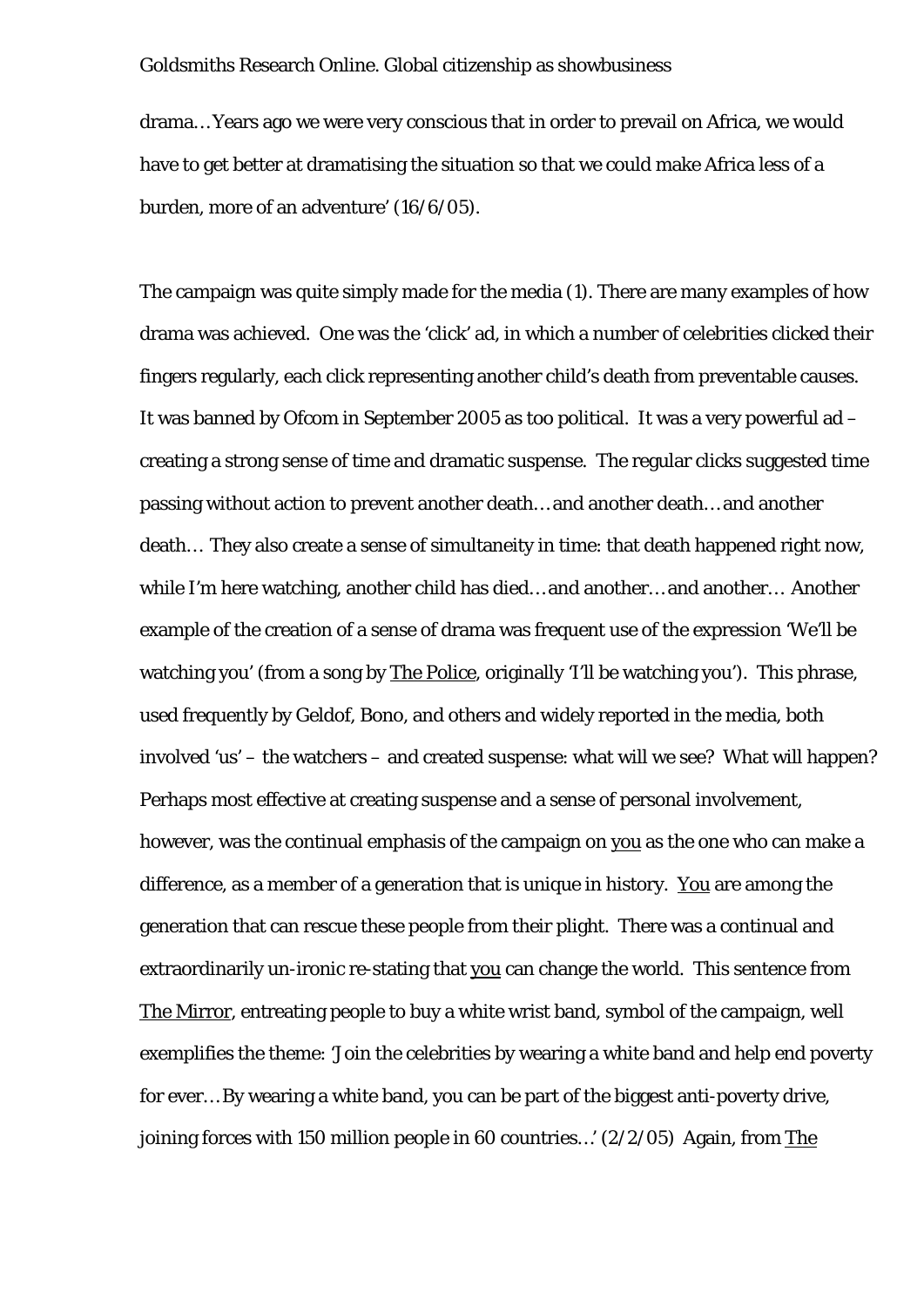drama…Years ago we were very conscious that in order to prevail on Africa, we would have to get better at dramatising the situation so that we could make Africa less of a burden, more of an adventure' (16/6/05).

The campaign was quite simply made for the media (1). There are many examples of how drama was achieved. One was the 'click' ad, in which a number of celebrities clicked their fingers regularly, each click representing another child's death from preventable causes. It was banned by Ofcom in September 2005 as too political. It was a very powerful ad – creating a strong sense of time and dramatic suspense. The regular clicks suggested time passing without action to prevent another death…and another death…and another death… They also create a sense of simultaneity in time: that death happened right now, while I'm here watching, another child has died…and another…and another… Another example of the creation of a sense of drama was frequent use of the expression 'We'll be watching you' (from a song by The Police, originally 'I'll be watching you'). This phrase, used frequently by Geldof, Bono, and others and widely reported in the media, both involved 'us' – the watchers – and created suspense: what will we see? What will happen? Perhaps most effective at creating suspense and a sense of personal involvement, however, was the continual emphasis of the campaign on you as the one who can make a difference, as a member of a generation that is unique in history. You are among the generation that can rescue these people from their plight. There was a continual and extraordinarily un-ironic re-stating that you can change the world. This sentence from The Mirror, entreating people to buy a white wrist band, symbol of the campaign, well exemplifies the theme: 'Join the celebrities by wearing a white band and help end poverty for ever…By wearing a white band, you can be part of the biggest anti-poverty drive, joining forces with 150 million people in 60 countries…' (2/2/05) Again, from The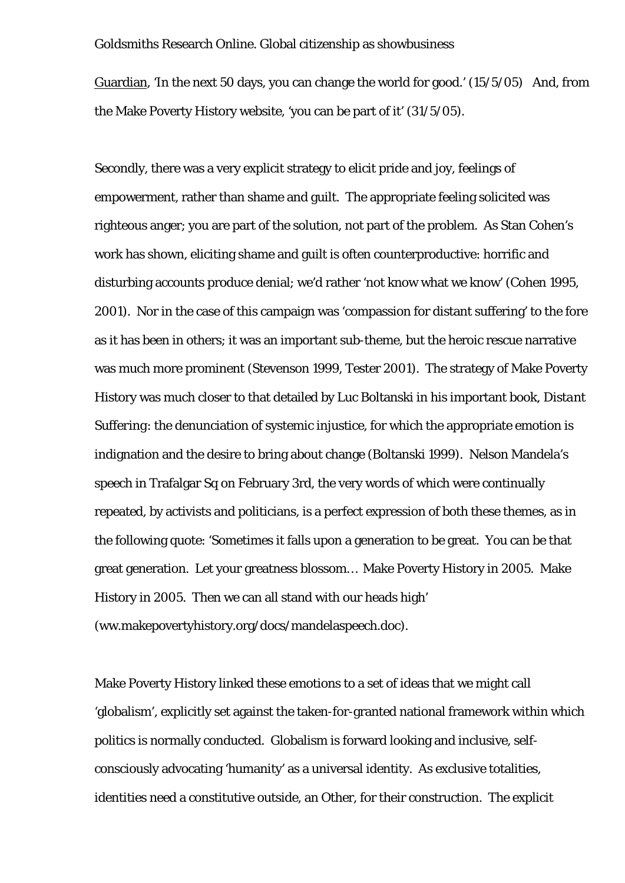Guardian, 'In the next 50 days, you can change the world for good.' (15/5/05) And, from the Make Poverty History website, 'you can be part of it' (31/5/05).

Secondly, there was a very explicit strategy to elicit pride and joy, feelings of empowerment, rather than shame and guilt. The appropriate feeling solicited was righteous anger; you are part of the solution, not part of the problem. As Stan Cohen's work has shown, eliciting shame and guilt is often counterproductive: horrific and disturbing accounts produce denial; we'd rather 'not know what we know' (Cohen 1995, 2001). Nor in the case of this campaign was 'compassion for distant suffering' to the fore as it has been in others; it was an important sub-theme, but the heroic rescue narrative was much more prominent (Stevenson 1999, Tester 2001). The strategy of Make Poverty History was much closer to that detailed by Luc Boltanski in his important book, *Distant Suffering*: the denunciation of systemic injustice, for which the appropriate emotion is indignation and the desire to bring about change (Boltanski 1999). Nelson Mandela's speech in Trafalgar Sq on February 3rd, the very words of which were continually repeated, by activists and politicians, is a perfect expression of both these themes, as in the following quote: 'Sometimes it falls upon a generation to be great. You can be that great generation. Let your greatness blossom… Make Poverty History in 2005. Make History in 2005. Then we can all stand with our heads high' (ww.makepovertyhistory.org/docs/mandelaspeech.doc).

Make Poverty History linked these emotions to a set of ideas that we might call 'globalism', explicitly set against the taken-for-granted national framework within which politics is normally conducted. Globalism is forward looking and inclusive, self-consciously advocating 'humanity' as a universal identity. As exclusive totalities, identities need a constitutive outside, an Other, for their construction. The explicit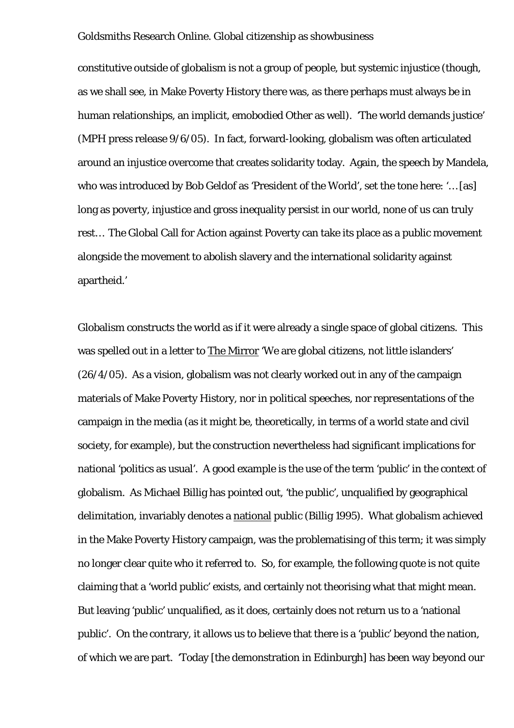constitutive outside of globalism is not a group of people, but systemic injustice (though, as we shall see, in Make Poverty History there was, as there perhaps must always be in human relationships, an implicit, emobodied Other as well). 'The world demands justice' (MPH press release 9/6/05). In fact, forward-looking, globalism was often articulated around an injustice overcome that creates solidarity today. Again, the speech by Mandela, who was introduced by Bob Geldof as 'President of the World', set the tone here: '…[as] long as poverty, injustice and gross inequality persist in our world, none of us can truly rest… The Global Call for Action against Poverty can take its place as a public movement alongside the movement to abolish slavery and the international solidarity against apartheid.'

Globalism constructs the world as if it were already a single space of global citizens. This was spelled out in a letter to The Mirror 'We are global citizens, not little islanders' (26/4/05). As a vision, globalism was not clearly worked out in any of the campaign materials of Make Poverty History, nor in political speeches, nor representations of the campaign in the media (as it might be, theoretically, in terms of a world state and civil society, for example), but the construction nevertheless had significant implications for national 'politics as usual'. A good example is the use of the term 'public' in the context of globalism. As Michael Billig has pointed out, 'the public', unqualified by geographical delimitation, invariably denotes a national public (Billig 1995). What globalism achieved in the Make Poverty History campaign, was the problematising of this term; it was simply no longer clear quite who it referred to. So, for example, the following quote is not quite claiming that a 'world public' exists, and certainly not theorising what that might mean. But leaving 'public' unqualified, as it does, certainly does not return us to a 'national public'. On the contrary, it allows us to believe that there is a 'public' beyond the nation, of which we are part. 'Today [the demonstration in Edinburgh] has been way beyond our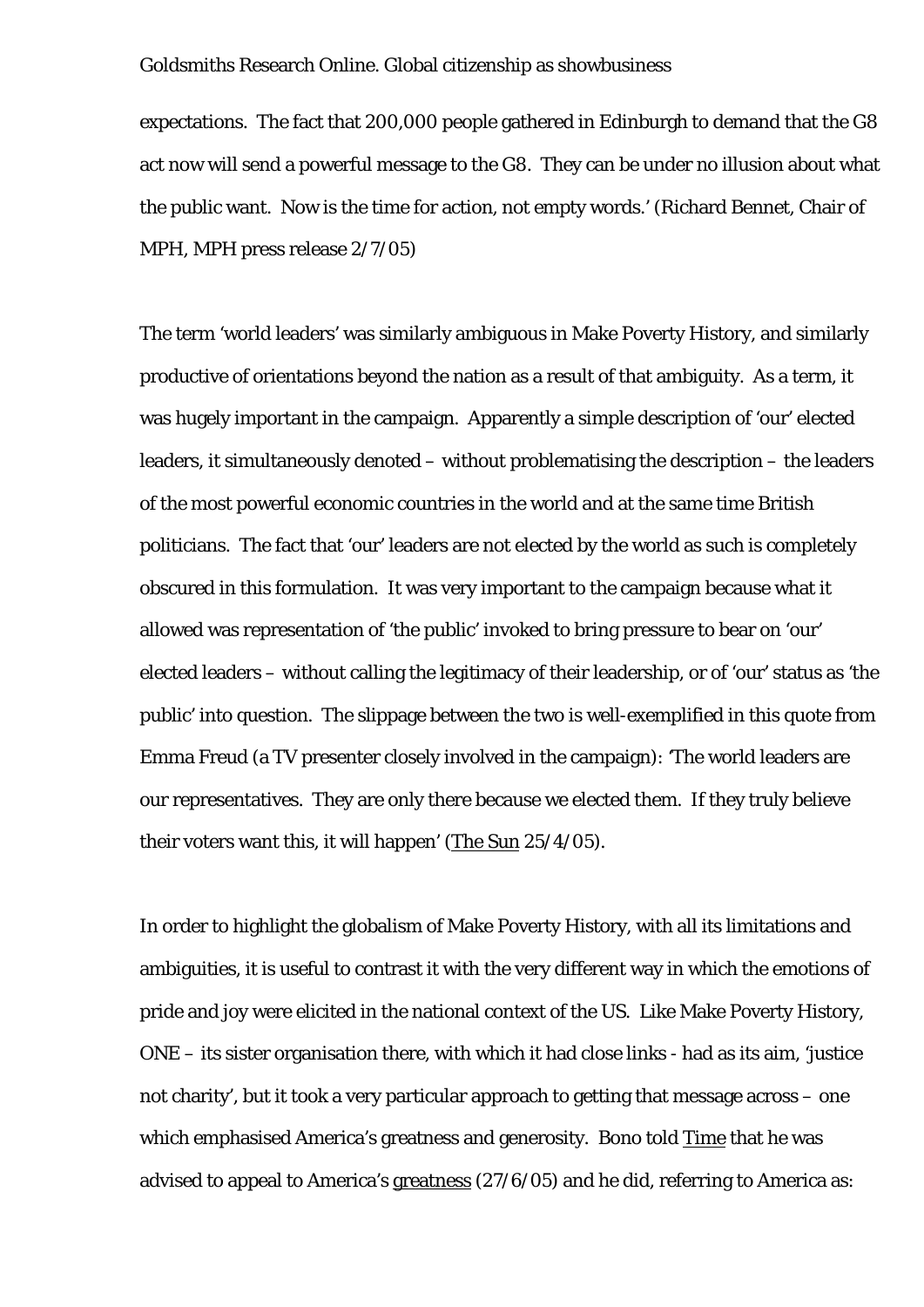expectations. The fact that 200,000 people gathered in Edinburgh to demand that the G8 act now will send a powerful message to the G8. They can be under no illusion about what the public want. Now is the time for action, not empty words.' (Richard Bennet, Chair of MPH, MPH press release 2/7/05)

The term 'world leaders' was similarly ambiguous in Make Poverty History, and similarly productive of orientations beyond the nation as a result of that ambiguity. As a term, it was hugely important in the campaign. Apparently a simple description of 'our' elected leaders, it simultaneously denoted – without problematising the description – the leaders of the most powerful economic countries in the world and at the same time British politicians. The fact that 'our' leaders are not elected by the world as such is completely obscured in this formulation. It was very important to the campaign because what it allowed was representation of 'the public' invoked to bring pressure to bear on 'our' elected leaders – without calling the legitimacy of their leadership, or of 'our' status as 'the public' into question. The slippage between the two is well-exemplified in this quote from Emma Freud (a TV presenter closely involved in the campaign): 'The world leaders are our representatives. They are only there because we elected them. If they truly believe their voters want this, it will happen' (The Sun 25/4/05).

In order to highlight the globalism of Make Poverty History, with all its limitations and ambiguities, it is useful to contrast it with the very different way in which the emotions of pride and joy were elicited in the national context of the US. Like Make Poverty History, ONE – its sister organisation there, with which it had close links - had as its aim, 'justice not charity', but it took a very particular approach to getting that message across – one which emphasised America's greatness and generosity. Bono told Time that he was advised to appeal to America's greatness (27/6/05) and he did, referring to America as: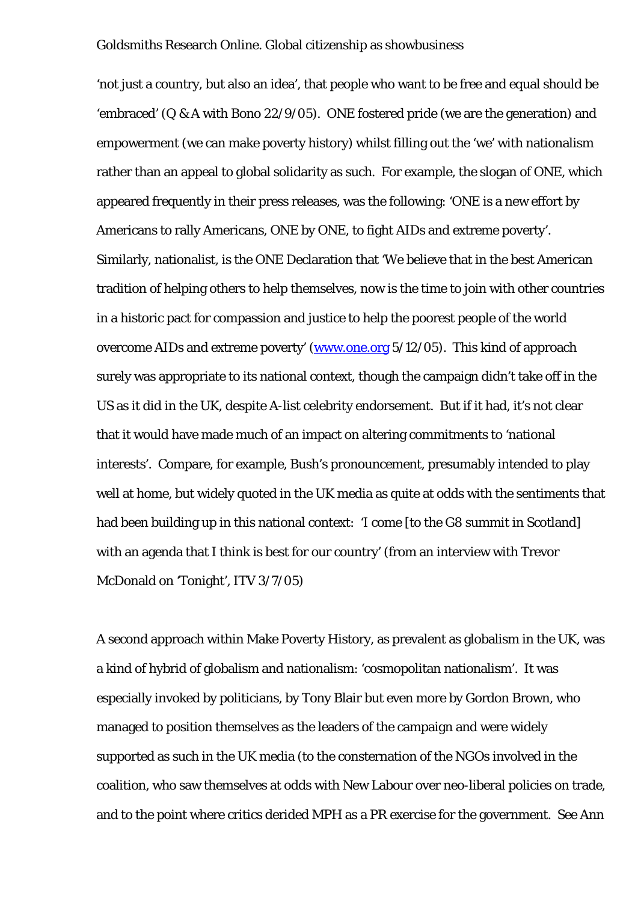'not just a country, but also an idea', that people who want to be free and equal should be 'embraced' (Q & A with Bono 22/9/05). ONE fostered pride (we are the generation) and empowerment (we can make poverty history) whilst filling out the 'we' with nationalism rather than an appeal to global solidarity as such. For example, the slogan of ONE, which appeared frequently in their press releases, was the following: 'ONE is a new effort by Americans to rally Americans, ONE by ONE, to fight AIDs and extreme poverty'. Similarly, nationalist, is the ONE Declaration that 'We believe that in the best American tradition of helping others to help themselves, now is the time to join with other countries in a historic pact for compassion and justice to help the poorest people of the world overcome AIDs and extreme poverty' (www.one.org 5/12/05). This kind of approach surely was appropriate to its national context, though the campaign didn't take off in the US as it did in the UK, despite A-list celebrity endorsement. But if it had, it's not clear that it would have made much of an impact on altering commitments to 'national interests'. Compare, for example, Bush's pronouncement, presumably intended to play well at home, but widely quoted in the UK media as quite at odds with the sentiments that had been building up in this national context: 'I come [to the G8 summit in Scotland] with an agenda that I think is best for our country' (from an interview with Trevor McDonald on 'Tonight', ITV 3/7/05)

A second approach within Make Poverty History, as prevalent as globalism in the UK, was a kind of hybrid of globalism and nationalism: 'cosmopolitan nationalism'. It was especially invoked by politicians, by Tony Blair but even more by Gordon Brown, who managed to position themselves as the leaders of the campaign and were widely supported as such in the UK media (to the consternation of the NGOs involved in the coalition, who saw themselves at odds with New Labour over neo-liberal policies on trade, and to the point where critics derided MPH as a PR exercise for the government. See Ann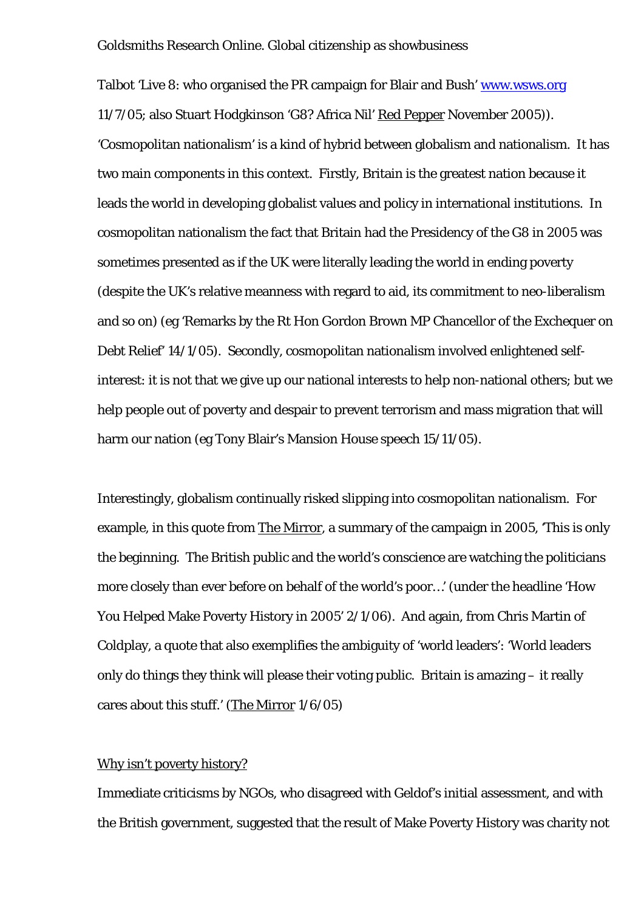Talbot 'Live 8: who organised the PR campaign for Blair and Bush' www.wsws.org 11/7/05; also Stuart Hodgkinson 'G8? Africa Nil' Red Pepper November 2005)). 'Cosmopolitan nationalism' is a kind of hybrid between globalism and nationalism. It has two main components in this context. Firstly, Britain is the greatest nation because it leads the world in developing globalist values and policy in international institutions. In cosmopolitan nationalism the fact that Britain had the Presidency of the G8 in 2005 was sometimes presented as if the UK were literally leading the world in ending poverty (despite the UK's relative meanness with regard to aid, its commitment to neo-liberalism and so on) (eg 'Remarks by the Rt Hon Gordon Brown MP Chancellor of the Exchequer on Debt Relief' 14/1/05). Secondly, cosmopolitan nationalism involved enlightened self-interest: it is not that we give up our national interests to help non-national others; but we help people out of poverty and despair to prevent terrorism and mass migration that will harm our nation (eg Tony Blair's Mansion House speech 15/11/05).

Interestingly, globalism continually risked slipping into cosmopolitan nationalism. For example, in this quote from The Mirror, a summary of the campaign in 2005, 'This is only the beginning. The British public and the world's conscience are watching the politicians more closely than ever before on behalf of the world's poor…' (under the headline 'How You Helped Make Poverty History in 2005' 2/1/06). And again, from Chris Martin of Coldplay, a quote that also exemplifies the ambiguity of 'world leaders': 'World leaders only do things they think will please their voting public. Britain is amazing – it really cares about this stuff.' (The Mirror 1/6/05)

Why isn't poverty history?

Immediate criticisms by NGOs, who disagreed with Geldof's initial assessment, and with the British government, suggested that the result of Make Poverty History was charity not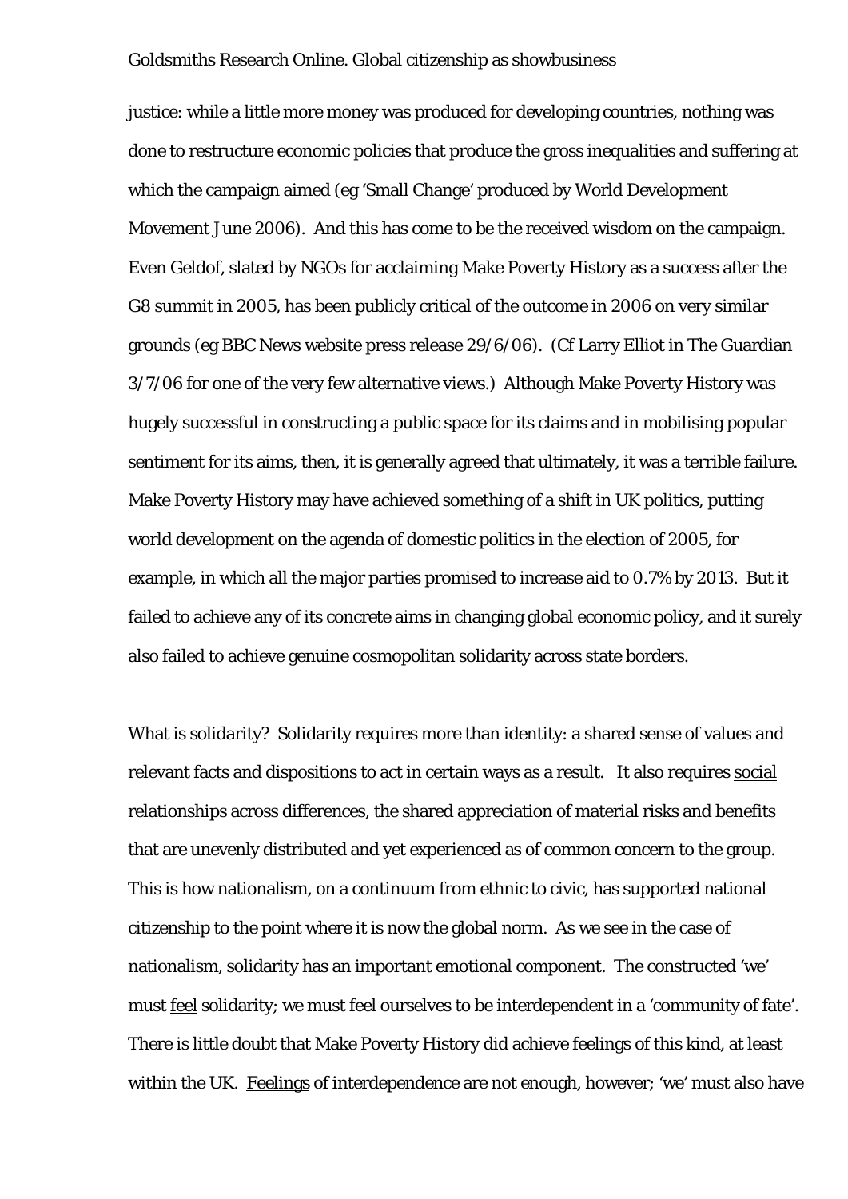justice: while a little more money was produced for developing countries, nothing was done to restructure economic policies that produce the gross inequalities and suffering at which the campaign aimed (eg 'Small Change' produced by World Development Movement June 2006). And this has come to be the received wisdom on the campaign. Even Geldof, slated by NGOs for acclaiming Make Poverty History as a success after the G8 summit in 2005, has been publicly critical of the outcome in 2006 on very similar grounds (eg BBC News website press release 29/6/06). (Cf Larry Elliot in The Guardian 3/7/06 for one of the very few alternative views.) Although Make Poverty History was hugely successful in constructing a public space for its claims and in mobilising popular sentiment for its aims, then, it is generally agreed that ultimately, it was a terrible failure. Make Poverty History may have achieved something of a shift in UK politics, putting world development on the agenda of domestic politics in the election of 2005, for example, in which all the major parties promised to increase aid to 0.7% by 2013. But it failed to achieve any of its concrete aims in changing global economic policy, and it surely also failed to achieve genuine cosmopolitan solidarity across state borders.

What is solidarity? Solidarity requires more than identity: a shared sense of values and relevant facts and dispositions to act in certain ways as a result. It also requires social relationships across differences, the shared appreciation of material risks and benefits that are unevenly distributed and yet experienced as of common concern to the group. This is how nationalism, on a continuum from ethnic to civic, has supported national citizenship to the point where it is now the global norm. As we see in the case of nationalism, solidarity has an important emotional component. The constructed 'we' must feel solidarity; we must feel ourselves to be interdependent in a 'community of fate'. There is little doubt that Make Poverty History did achieve feelings of this kind, at least within the UK. Feelings of interdependence are not enough, however; 'we' must also have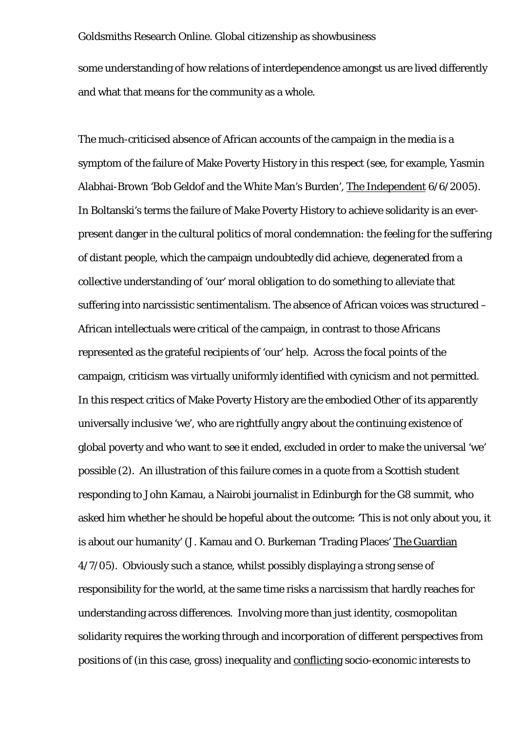some understanding of how relations of interdependence amongst us are lived differently and what that means for the community as a whole.

The much-criticised absence of African accounts of the campaign in the media is a symptom of the failure of Make Poverty History in this respect (see, for example, Yasmin Alabhai-Brown 'Bob Geldof and the White Man's Burden', The Independent 6/6/2005). In Boltanski's terms the failure of Make Poverty History to achieve solidarity is an ever-present danger in the cultural politics of moral condemnation: the feeling for the suffering of distant people, which the campaign undoubtedly did achieve, degenerated from a collective understanding of 'our' moral obligation to do something to alleviate that suffering into narcissistic sentimentalism. The absence of African voices was structured – African intellectuals were critical of the campaign, in contrast to those Africans represented as the grateful recipients of 'our' help. Across the focal points of the campaign, criticism was virtually uniformly identified with cynicism and not permitted. In this respect critics of Make Poverty History are the embodied Other of its apparently universally inclusive 'we', who are rightfully angry about the continuing existence of global poverty and who want to see it ended, excluded in order to make the universal 'we' possible (2). An illustration of this failure comes in a quote from a Scottish student responding to John Kamau, a Nairobi journalist in Edinburgh for the G8 summit, who asked him whether he should be hopeful about the outcome: 'This is not only about you, it is about our humanity' (J. Kamau and O. Burkeman 'Trading Places' The Guardian 4/7/05). Obviously such a stance, whilst possibly displaying a strong sense of responsibility for the world, at the same time risks a narcissism that hardly reaches for understanding across differences. Involving more than just identity, cosmopolitan solidarity requires the working through and incorporation of different perspectives from positions of (in this case, gross) inequality and conflicting socio-economic interests to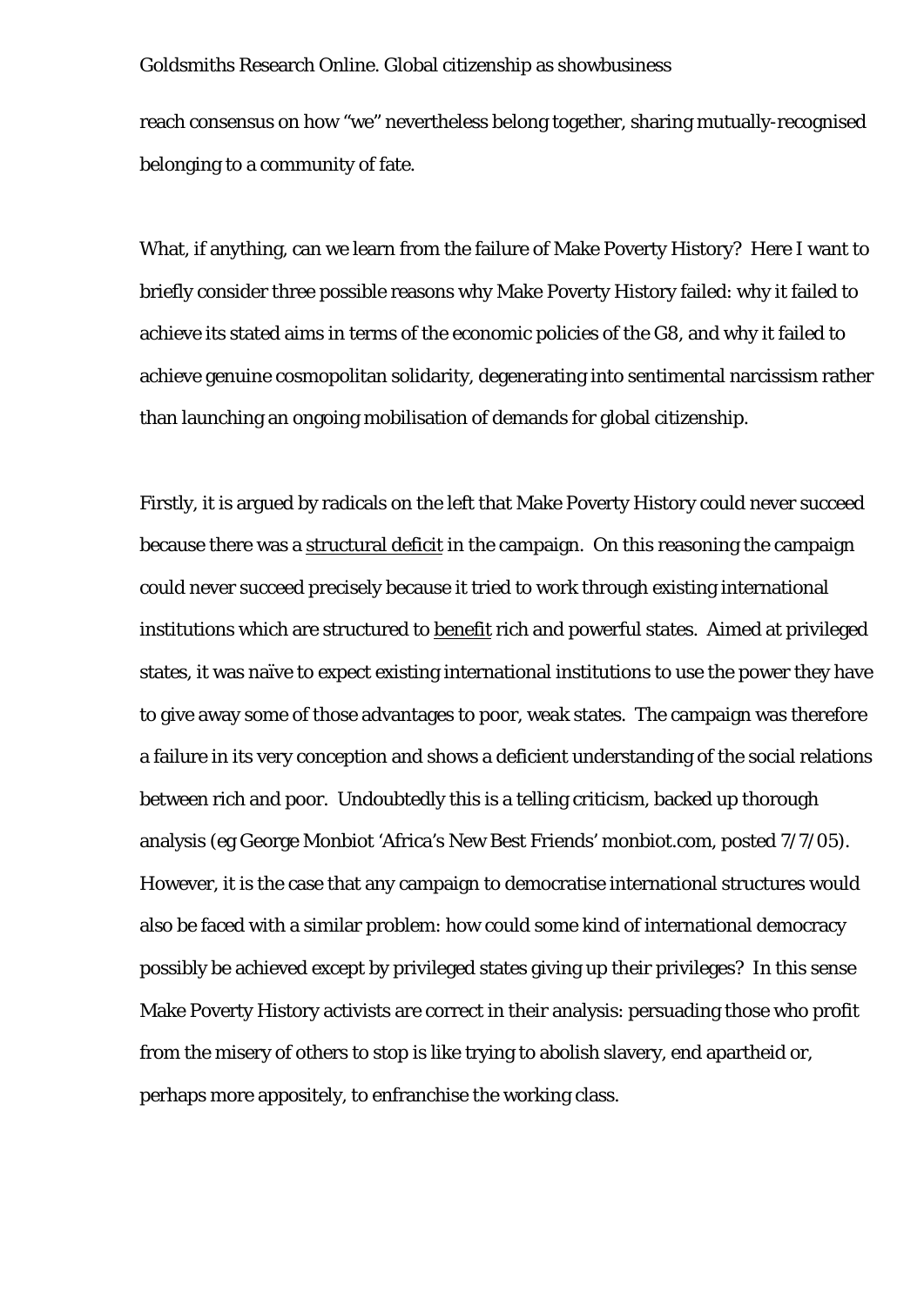reach consensus on how "we" nevertheless belong together, sharing mutually-recognised belonging to a community of fate.

What, if anything, can we learn from the failure of Make Poverty History? Here I want to briefly consider three possible reasons why Make Poverty History failed: why it failed to achieve its stated aims in terms of the economic policies of the G8, and why it failed to achieve genuine cosmopolitan solidarity, degenerating into sentimental narcissism rather than launching an ongoing mobilisation of demands for global citizenship.

Firstly, it is argued by radicals on the left that Make Poverty History could never succeed because there was a <u>structural deficit</u> in the campaign. On this reasoning the campaign could never succeed precisely because it tried to work through existing international institutions which are structured to <u>benefit</u> rich and powerful states. Aimed at privileged states, it was naïve to expect existing international institutions to use the power they have to give away some of those advantages to poor, weak states. The campaign was therefore a failure in its very conception and shows a deficient understanding of the social relations between rich and poor. Undoubtedly this is a telling criticism, backed up thorough analysis (eg George Monbiot 'Africa's New Best Friends' monbiot.com, posted 7/7/05). However, it is the case that any campaign to democratise international structures would also be faced with a similar problem: how could some kind of international democracy possibly be achieved except by privileged states giving up their privileges? In this sense Make Poverty History activists are correct in their analysis: persuading those who profit from the misery of others to stop is like trying to abolish slavery, end apartheid or, perhaps more appositely, to enfranchise the working class.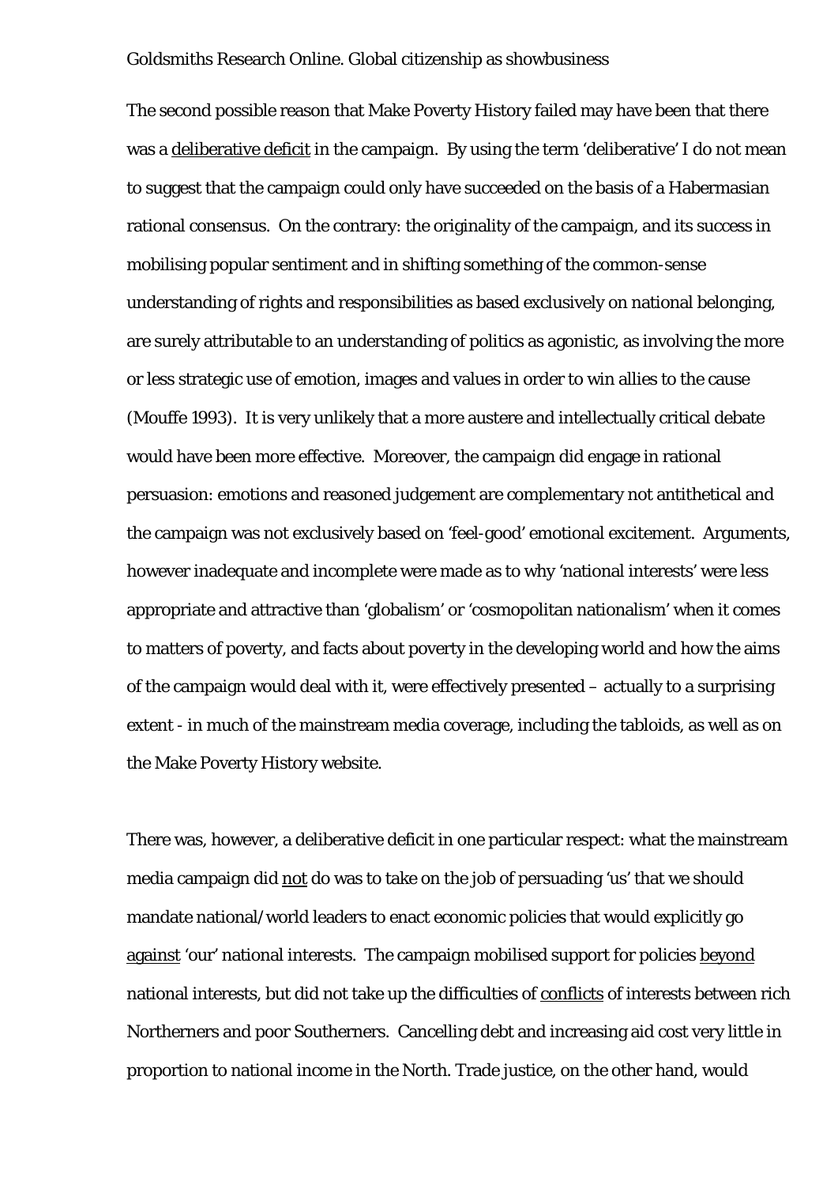The second possible reason that Make Poverty History failed may have been that there was a <u>deliberative deficit</u> in the campaign. By using the term 'deliberative' I do not mean to suggest that the campaign could only have succeeded on the basis of a Habermasian rational consensus. On the contrary: the originality of the campaign, and its success in mobilising popular sentiment and in shifting something of the common-sense understanding of rights and responsibilities as based exclusively on national belonging, are surely attributable to an understanding of politics as agonistic, as involving the more or less strategic use of emotion, images and values in order to win allies to the cause (Mouffe 1993). It is very unlikely that a more austere and intellectually critical debate would have been more effective. Moreover, the campaign did engage in rational persuasion: emotions and reasoned judgement are complementary not antithetical and the campaign was not exclusively based on 'feel-good' emotional excitement. Arguments, however inadequate and incomplete were made as to why 'national interests' were less appropriate and attractive than 'globalism' or 'cosmopolitan nationalism' when it comes to matters of poverty, and facts about poverty in the developing world and how the aims of the campaign would deal with it, were effectively presented – actually to a surprising extent - in much of the mainstream media coverage, including the tabloids, as well as on the Make Poverty History website.

There was, however, a deliberative deficit in one particular respect: what the mainstream media campaign did <u>not</u> do was to take on the job of persuading 'us' that we should mandate national/world leaders to enact economic policies that would explicitly go <u>against</u> 'our' national interests. The campaign mobilised support for policies <u>beyond</u> national interests, but did not take up the difficulties of <u>conflicts</u> of interests between rich Northerners and poor Southerners. Cancelling debt and increasing aid cost very little in proportion to national income in the North. Trade justice, on the other hand, would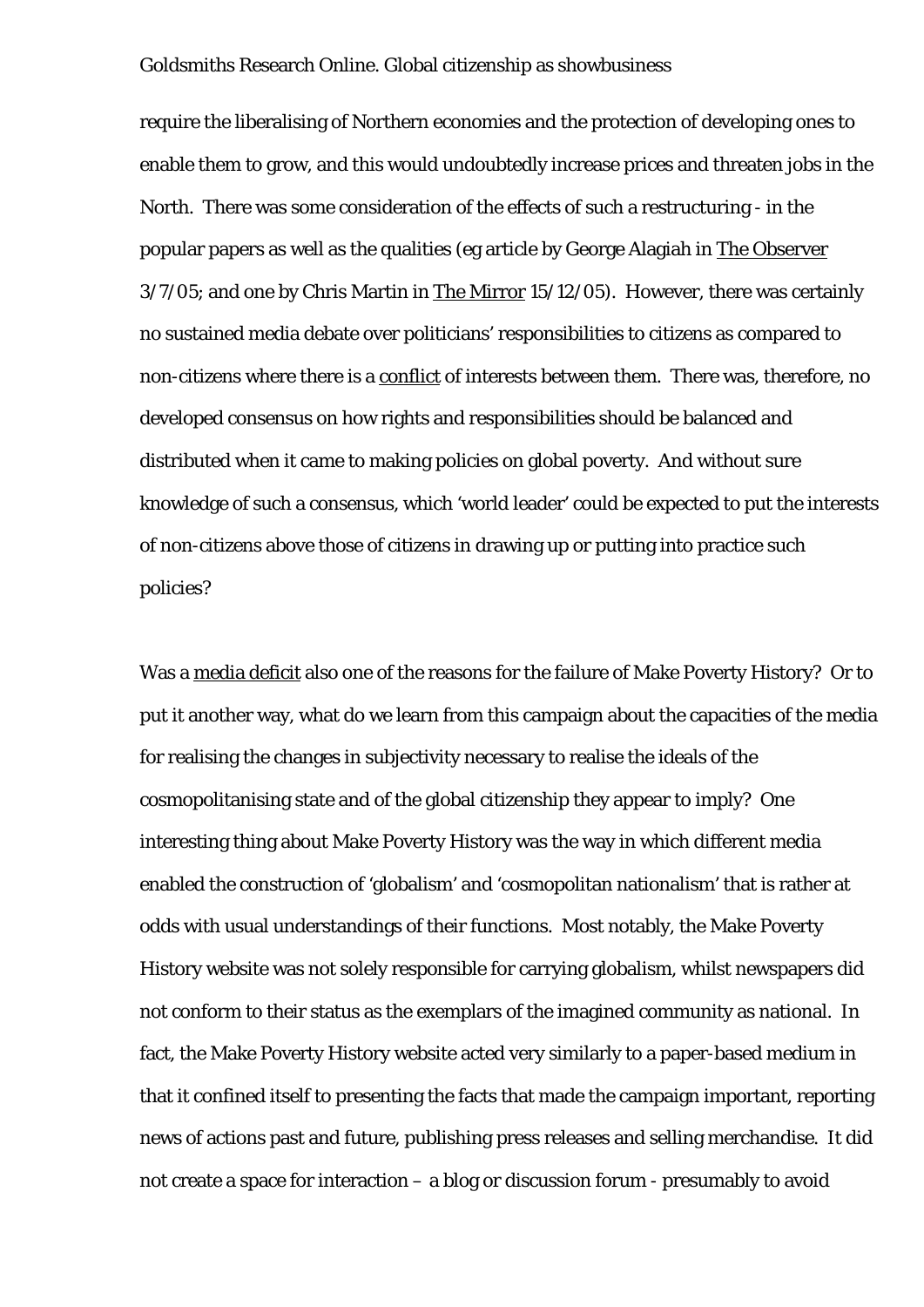require the liberalising of Northern economies and the protection of developing ones to enable them to grow, and this would undoubtedly increase prices and threaten jobs in the North. There was some consideration of the effects of such a restructuring - in the popular papers as well as the qualities (eg article by George Alagiah in The Observer 3/7/05; and one by Chris Martin in The Mirror 15/12/05). However, there was certainly no sustained media debate over politicians' responsibilities to citizens as compared to non-citizens where there is a conflict of interests between them. There was, therefore, no developed consensus on how rights and responsibilities should be balanced and distributed when it came to making policies on global poverty. And without sure knowledge of such a consensus, which 'world leader' could be expected to put the interests of non-citizens above those of citizens in drawing up or putting into practice such policies?

Was a media deficit also one of the reasons for the failure of Make Poverty History? Or to put it another way, what do we learn from this campaign about the capacities of the media for realising the changes in subjectivity necessary to realise the ideals of the cosmopolitanising state and of the global citizenship they appear to imply? One interesting thing about Make Poverty History was the way in which different media enabled the construction of 'globalism' and 'cosmopolitan nationalism' that is rather at odds with usual understandings of their functions. Most notably, the Make Poverty History website was not solely responsible for carrying globalism, whilst newspapers did not conform to their status as the exemplars of the imagined community as national. In fact, the Make Poverty History website acted very similarly to a paper-based medium in that it confined itself to presenting the facts that made the campaign important, reporting news of actions past and future, publishing press releases and selling merchandise. It did not create a space for interaction – a blog or discussion forum - presumably to avoid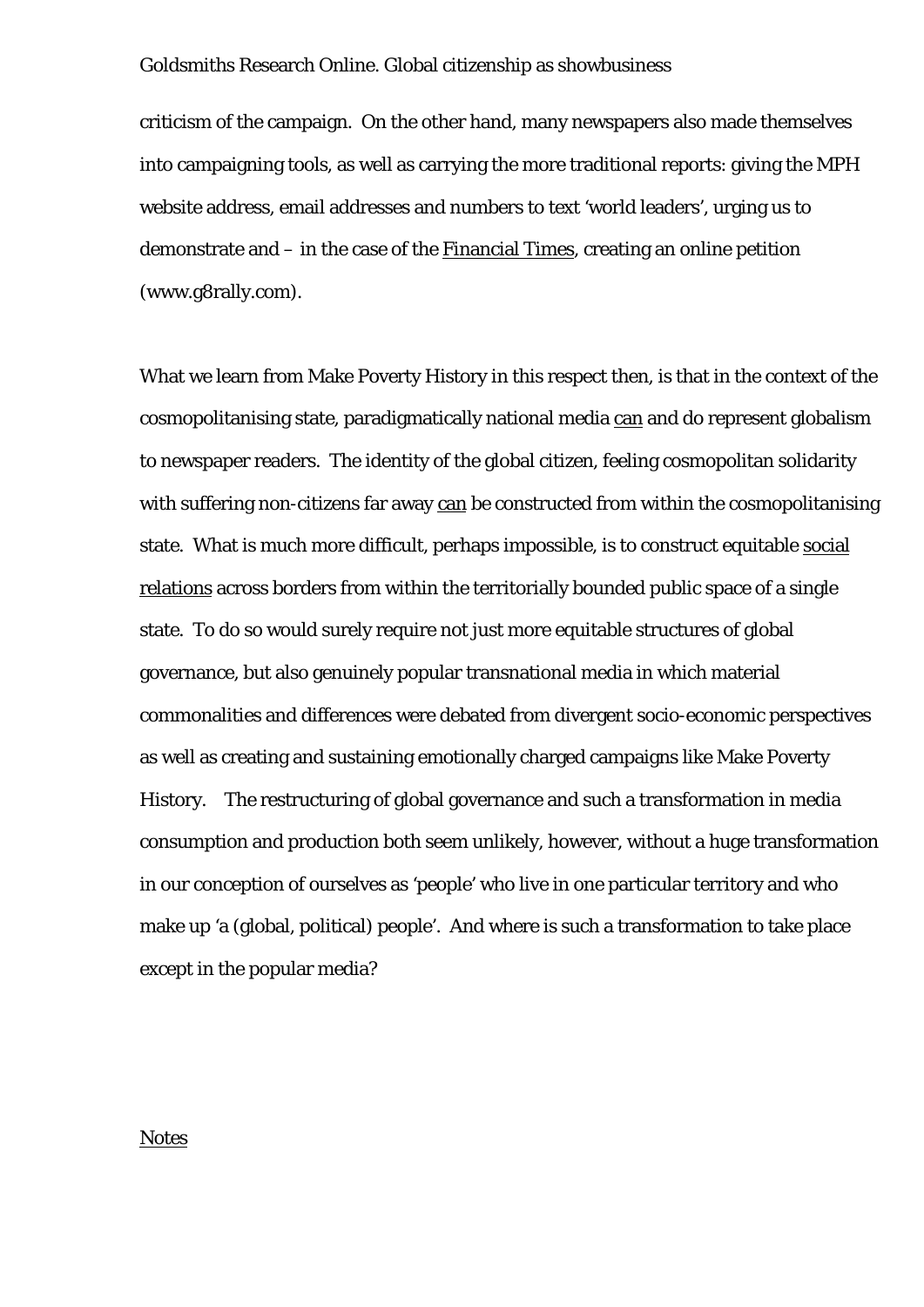criticism of the campaign. On the other hand, many newspapers also made themselves into campaigning tools, as well as carrying the more traditional reports: giving the MPH website address, email addresses and numbers to text 'world leaders', urging us to demonstrate and – in the case of the Financial Times, creating an online petition (www.g8rally.com).

What we learn from Make Poverty History in this respect then, is that in the context of the cosmopolitanising state, paradigmatically national media can and do represent globalism to newspaper readers. The identity of the global citizen, feeling cosmopolitan solidarity with suffering non-citizens far away can be constructed from within the cosmopolitanising state. What is much more difficult, perhaps impossible, is to construct equitable social relations across borders from within the territorially bounded public space of a single state. To do so would surely require not just more equitable structures of global governance, but also genuinely popular transnational media in which material commonalities and differences were debated from divergent socio-economic perspectives as well as creating and sustaining emotionally charged campaigns like Make Poverty History. The restructuring of global governance and such a transformation in media consumption and production both seem unlikely, however, without a huge transformation in our conception of ourselves as 'people' who live in one particular territory and who make up 'a (global, political) people'. And where is such a transformation to take place except in the popular media?

Notes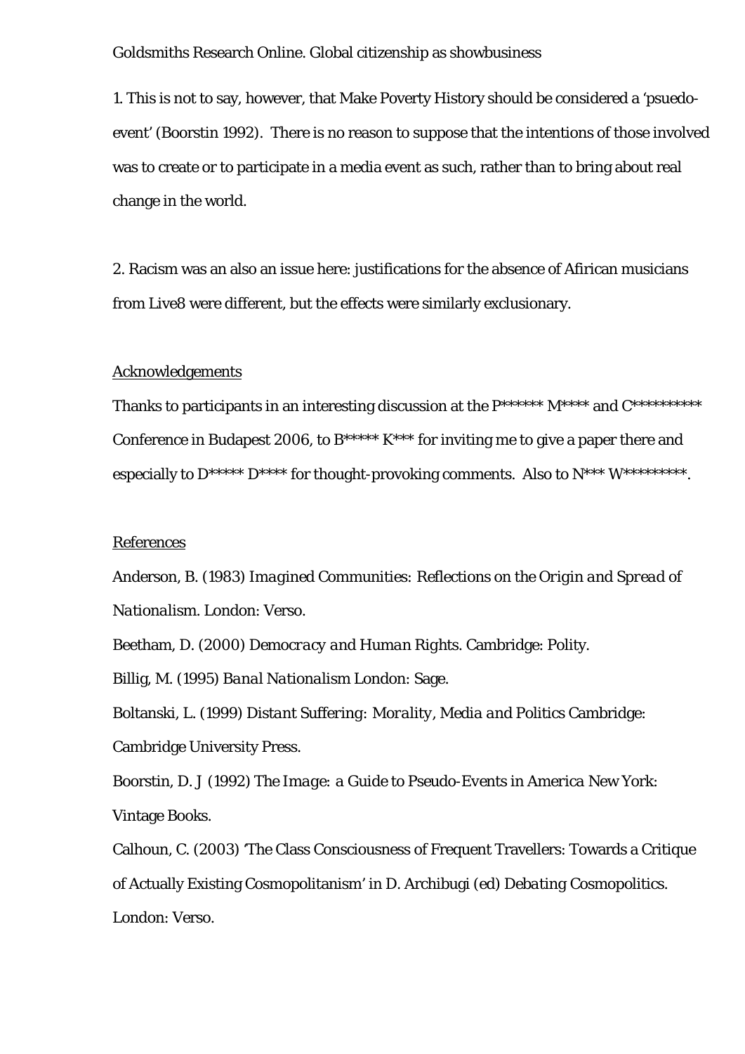Goldsmiths Research Online. Global citizenship as showbusiness

1. This is not to say, however, that Make Poverty History should be considered a 'psuedo-event' (Boorstin 1992). There is no reason to suppose that the intentions of those involved was to create or to participate in a media event as such, rather than to bring about real change in the world.

2. Racism was an also an issue here: justifications for the absence of Afirican musicians from Live8 were different, but the effects were similarly exclusionary.

## Acknowledgements

Thanks to participants in an interesting discussion at the P****** M**** and C********** Conference in Budapest 2006, to B***** K*** for inviting me to give a paper there and especially to D***** D**** for thought-provoking comments. Also to N*** W*********.

## References

Anderson, B. (1983) *Imagined Communities: Reflections on the Origin and Spread of Nationalism*. London: Verso.

Beetham, D. (2000) *Democracy and Human Rights*. Cambridge: Polity.

Billig, M. (1995) *Banal Nationalism* London: Sage.

Boltanski, L. (1999) *Distant Suffering: Morality, Media and Politics* Cambridge: Cambridge University Press.

Boorstin, D. J (1992) *The Image: a Guide to Pseudo-Events in America* New York: Vintage Books.

Calhoun, C. (2003) 'The Class Consciousness of Frequent Travellers: Towards a Critique of Actually Existing Cosmopolitanism' in D. Archibugi (ed) *Debating Cosmopolitics*. London: Verso.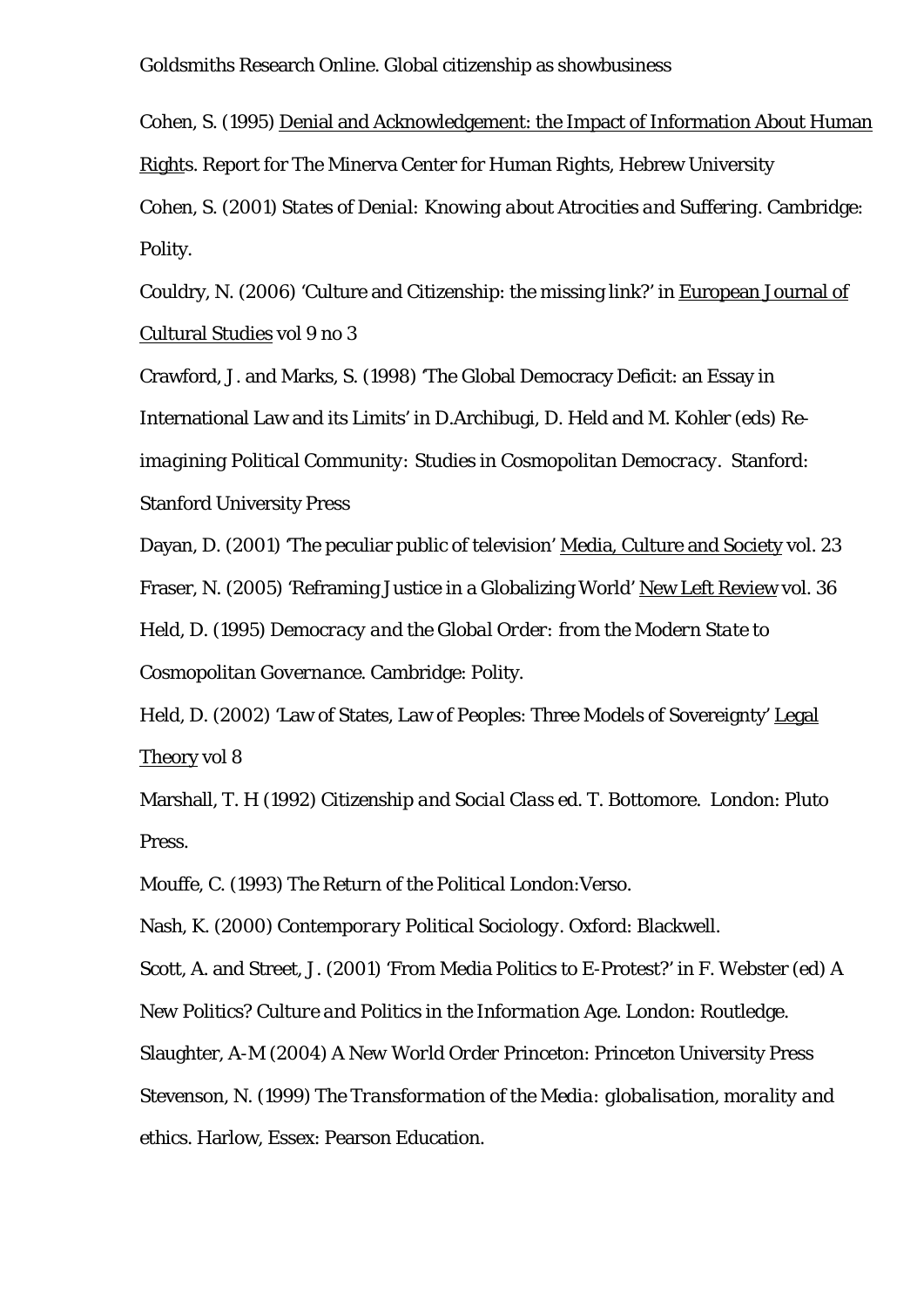Cohen, S. (1995) Denial and Acknowledgement: the Impact of Information About Human Rights. Report for The Minerva Center for Human Rights, Hebrew University

Cohen, S. (2001) *States of Denial: Knowing about Atrocities and Suffering*. Cambridge: Polity.

Couldry, N. (2006) 'Culture and Citizenship: the missing link?' in European Journal of Cultural Studies vol 9 no 3

Crawford, J. and Marks, S. (1998) 'The Global Democracy Deficit: an Essay in International Law and its Limits' in D.Archibugi, D. Held and M. Kohler (eds) *Re-imagining Political Community: Studies in Cosmopolitan Democracy*. Stanford: Stanford University Press

Dayan, D. (2001) 'The peculiar public of television' Media, Culture and Society vol. 23

Fraser, N. (2005) 'Reframing Justice in a Globalizing World' New Left Review vol. 36

Held, D. (1995) *Democracy and the Global Order: from the Modern State to Cosmopolitan Governance*. Cambridge: Polity.

Held, D. (2002) 'Law of States, Law of Peoples: Three Models of Sovereignty' Legal Theory vol 8

Marshall, T. H (1992) *Citizenship and Social Class* ed. T. Bottomore. London: Pluto Press.

Mouffe, C. (1993) *The Return of the Political* London:Verso.

Nash, K. (2000) *Contemporary Political Sociology*. Oxford: Blackwell.

Scott, A. and Street, J. (2001) 'From Media Politics to E-Protest?' in F. Webster (ed) *A New Politics? Culture and Politics in the Information Age*. London: Routledge.

Slaughter, A-M (2004) *A New World Order* Princeton: Princeton University Press

Stevenson, N. (1999) *The Transformation of the Media: globalisation, morality and ethics*. Harlow, Essex: Pearson Education.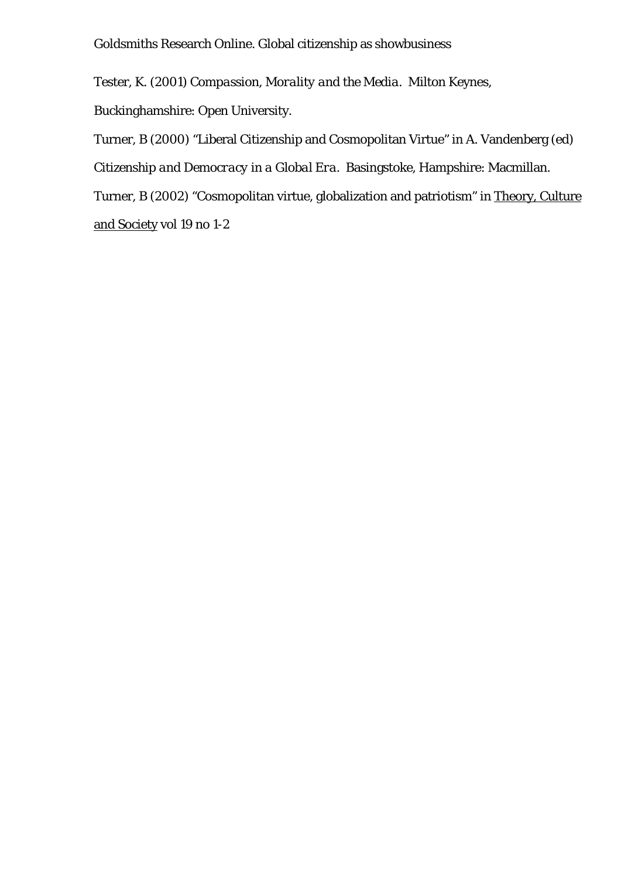Tester, K. (2001) *Compassion, Morality and the Media*. Milton Keynes, Buckinghamshire: Open University.

Turner, B (2000) "Liberal Citizenship and Cosmopolitan Virtue" in A. Vandenberg (ed) *Citizenship and Democracy in a Global Era*. Basingstoke, Hampshire: Macmillan.

Turner, B (2002) "Cosmopolitan virtue, globalization and patriotism" in Theory, Culture and Society vol 19 no 1-2